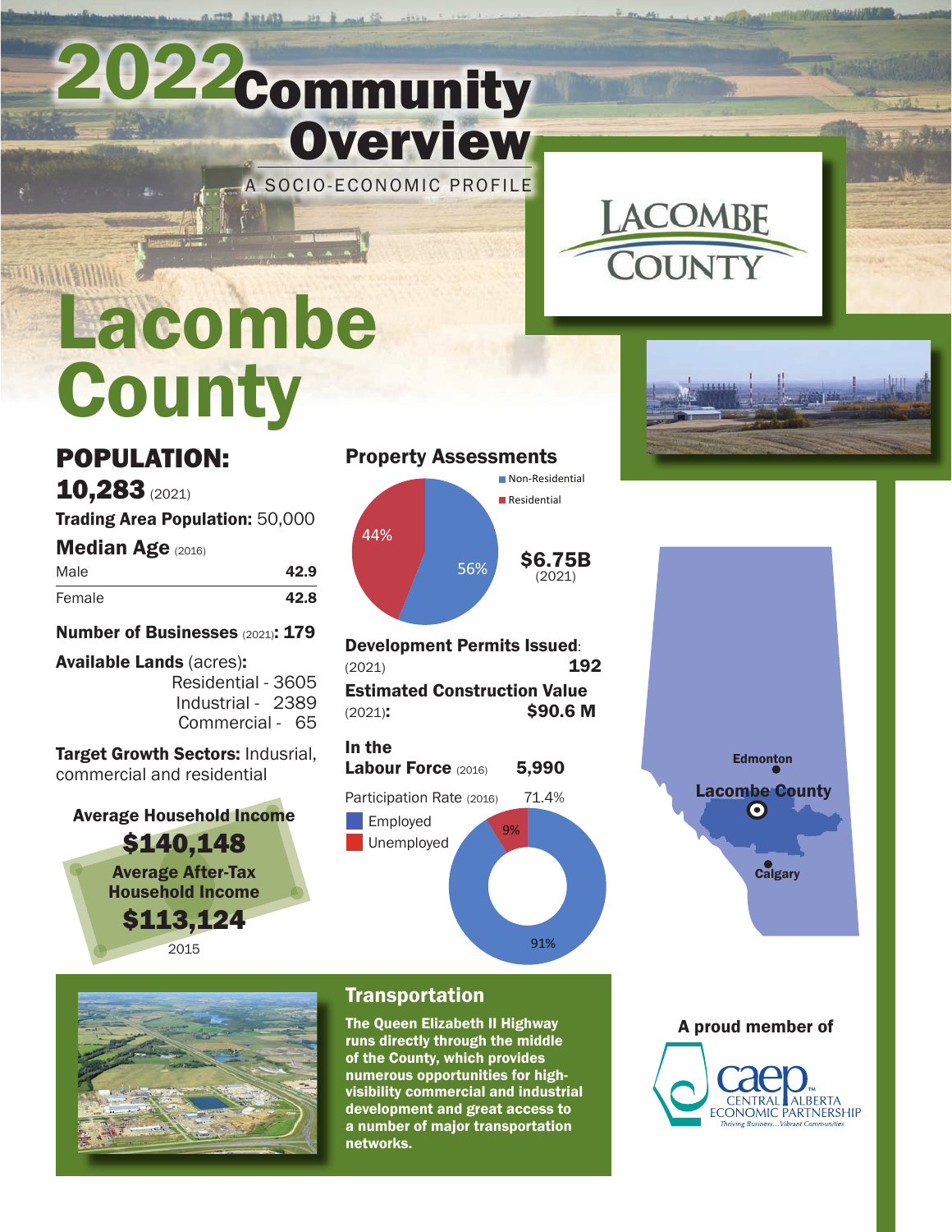# 2022 Community Overview

A SOCIO-ECONOMIC PROFILE

# Lacombe County

## POPULATION:

**10,283** (2021)

**Trading Area Population:** 50,000

**Median Age** (2016)

| | |
|---|---|
| Male | **42.9** |
| Female | **42.8** |

**Number of Businesses** (2021)**: 179**

**Available Lands** (acres)**:**

Residential - 3605
Industrial - 2389
Commercial - 65

**Target Growth Sectors:** Indusrial, commercial and residential

**Average Household Income**

**$140,148**

**Average After-Tax Household Income**

**$113,124**

2015

## Property Assessments

- Non-Residential: 56%
- Residential: 44%

**$6.75B** (2021)

**Development Permits Issued**: (2021) **192**

**Estimated Construction Value** (2021)**: $90.6 M**

**In the Labour Force** (2016) **5,990**

Participation Rate (2016) 71.4%

- Employed: 91%
- Unemployed: 9%

Edmonton
Lacombe County
Calgary

## Transportation

**The Queen Elizabeth II Highway runs directly through the middle of the County, which provides numerous opportunities for high-visibility commercial and industrial development and great access to a number of major transportation networks.**

**A proud member of**

caep CENTRAL ALBERTA ECONOMIC PARTNERSHIP
Thriving Business...Vibrant Communities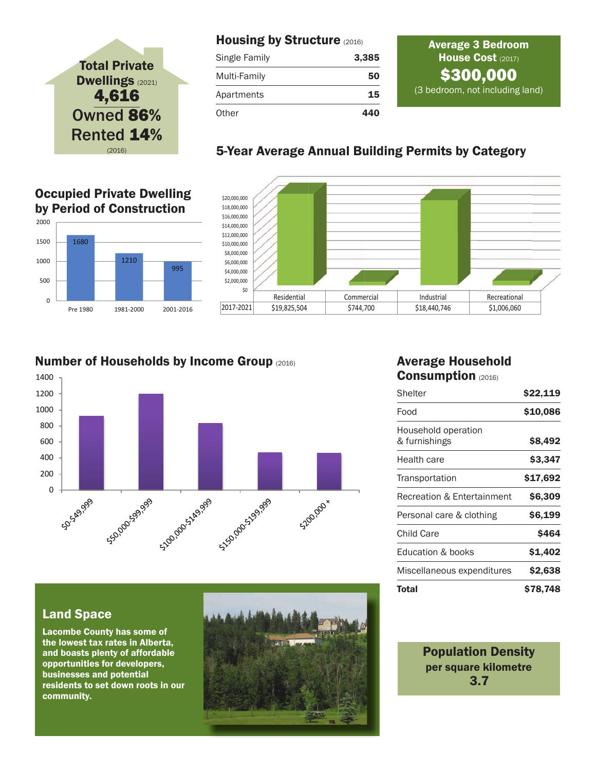## Total Private Dwellings (2021)

**4,616**

Owned **86%**

Rented **14%**

(2016)

## Housing by Structure (2016)

| | |
|---|---|
| Single Family | **3,385** |
| Multi-Family | **50** |
| Apartments | **15** |
| Other | **440** |

## Average 3 Bedroom House Cost (2017)

**$300,000**

(3 bedroom, not including land)

## 5-Year Average Annual Building Permits by Category

| | Residential | Commercial | Industrial | Recreational |
|---|---|---|---|---|
| 2017-2021 | $19,825,504 | $744,700 | $18,440,746 | $1,006,060 |

## Occupied Private Dwelling by Period of Construction

| Pre 1980 | 1981-2000 | 2001-2016 |
|---|---|---|
| 1680 | 1210 | 995 |

## Number of Households by Income Group (2016)

| $0-$49,999 | $50,000-$99,999 | $100,000-$149,999 | $150,000-$199,999 | $200,000 + |
|---|---|---|---|---|

## Average Household Consumption (2016)

| | |
|---|---|
| Shelter | **$22,119** |
| Food | **$10,086** |
| Household operation & furnishings | **$8,492** |
| Health care | **$3,347** |
| Transportation | **$17,692** |
| Recreation & Entertainment | **$6,309** |
| Personal care & clothing | **$6,199** |
| Child Care | **$464** |
| Education & books | **$1,402** |
| Miscellaneous expenditures | **$2,638** |
| **Total** | **$78,748** |

## Land Space

**Lacombe County has some of the lowest tax rates in Alberta, and boasts plenty of affordable opportunities for developers, businesses and potential residents to set down roots in our community.**

## Population Density

**per square kilometre**

**3.7**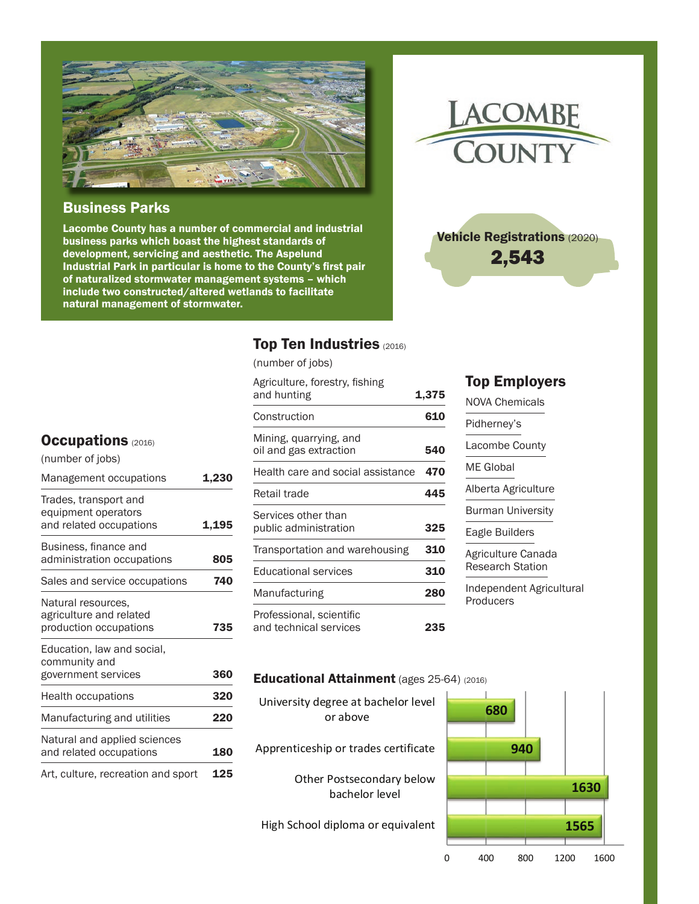## Business Parks

**Lacombe County has a number of commercial and industrial business parks which boast the highest standards of development, servicing and aesthetic. The Aspelund Industrial Park in particular is home to the County's first pair of naturalized stormwater management systems – which include two constructed/altered wetlands to facilitate natural management of stormwater.**

LACOMBE COUNTY

**Vehicle Registrations** (2020)

**2,543**

## Top Ten Industries (2016)

(number of jobs)

| Industry | Jobs |
|---|---|
| Agriculture, forestry, fishing and hunting | **1,375** |
| Construction | **610** |
| Mining, quarrying, and oil and gas extraction | **540** |
| Health care and social assistance | **470** |
| Retail trade | **445** |
| Services other than public administration | **325** |
| Transportation and warehousing | **310** |
| Educational services | **310** |
| Manufacturing | **280** |
| Professional, scientific and technical services | **235** |

## Top Employers

- NOVA Chemicals
- Pidherney's
- Lacombe County
- ME Global
- Alberta Agriculture
- Burman University
- Eagle Builders
- Agriculture Canada Research Station
- Independent Agricultural Producers

## Occupations (2016)

(number of jobs)

| Occupation | Jobs |
|---|---|
| Management occupations | **1,230** |
| Trades, transport and equipment operators and related occupations | **1,195** |
| Business, finance and administration occupations | **805** |
| Sales and service occupations | **740** |
| Natural resources, agriculture and related production occupations | **735** |
| Education, law and social, community and government services | **360** |
| Health occupations | **320** |
| Manufacturing and utilities | **220** |
| Natural and applied sciences and related occupations | **180** |
| Art, culture, recreation and sport | **125** |

## Educational Attainment (ages 25-64) (2016)

| Level | Number |
|---|---|
| University degree at bachelor level or above | 680 |
| Apprenticeship or trades certificate | 940 |
| Other Postsecondary below bachelor level | 1630 |
| High School diploma or equivalent | 1565 |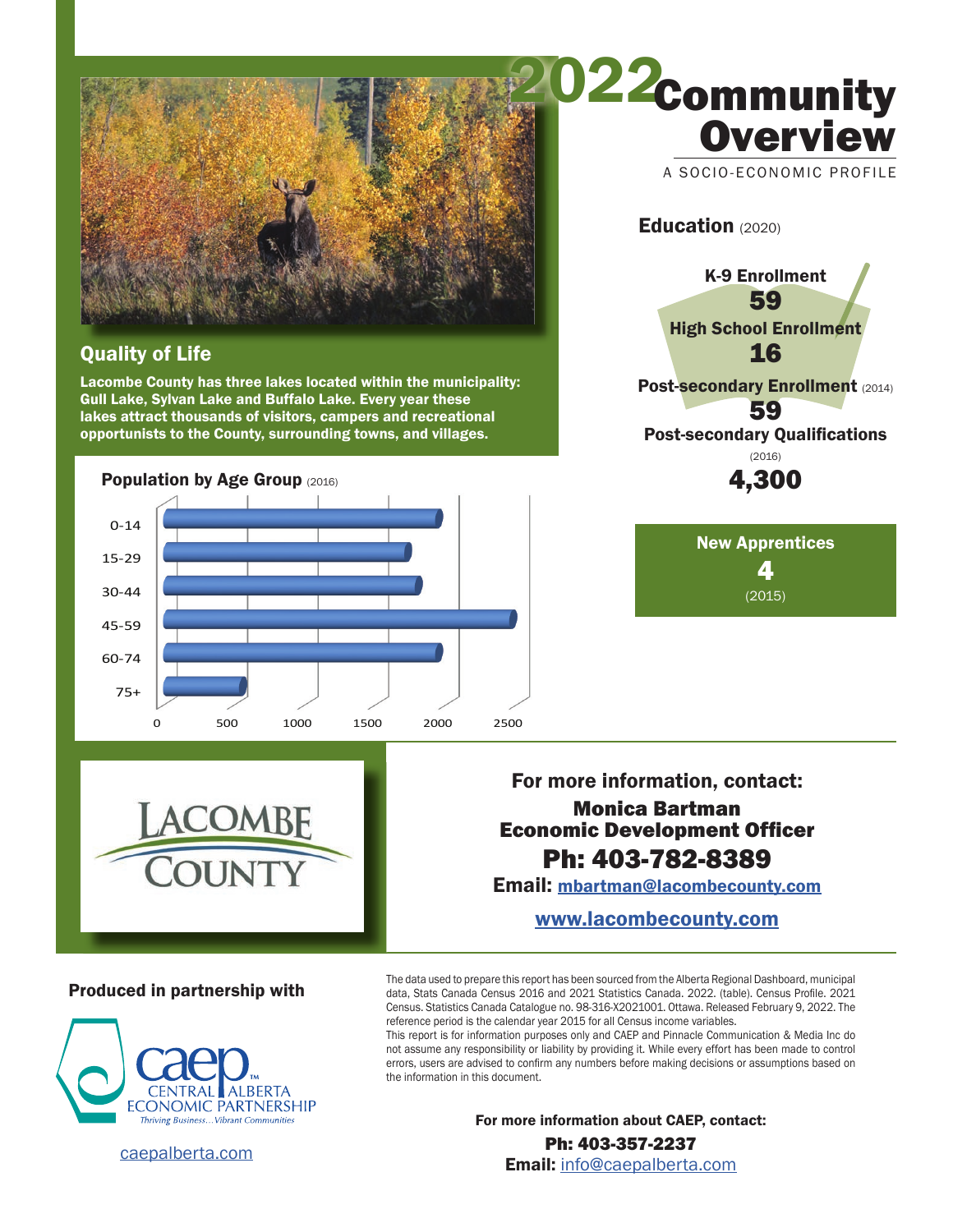# 2022 Community Overview

A SOCIO-ECONOMIC PROFILE

## Quality of Life

**Lacombe County has three lakes located within the municipality: Gull Lake, Sylvan Lake and Buffalo Lake. Every year these lakes attract thousands of visitors, campers and recreational opportunists to the County, surrounding towns, and villages.**

**Population by Age Group** (2016)

0-14
15-29
30-44
45-59
60-74
75+

0
500
1000
1500
2000
2500

## Education (2020)

**K-9 Enrollment**
**59**

**High School Enrollment**
**16**

**Post-secondary Enrollment** (2014)
**59**

**Post-secondary Qualifications**
(2016)
**4,300**

**New Apprentices**
**4**
(2015)

LACOMBE COUNTY

**For more information, contact:**

**Monica Bartman**
**Economic Development Officer**
**Ph: 403-782-8389**
**Email:** mbartman@lacombecounty.com

www.lacombecounty.com

**Produced in partnership with**

caep™ CENTRAL ALBERTA ECONOMIC PARTNERSHIP
*Thriving Business...Vibrant Communities*

caepalberta.com

The data used to prepare this report has been sourced from the Alberta Regional Dashboard, municipal data, Stats Canada Census 2016 and 2021 Statistics Canada. 2022. (table). Census Profile. 2021 Census. Statistics Canada Catalogue no. 98-316-X2021001. Ottawa. Released February 9, 2022. The reference period is the calendar year 2015 for all Census income variables.
This report is for information purposes only and CAEP and Pinnacle Communication & Media Inc do not assume any responsibility or liability by providing it. While every effort has been made to control errors, users are advised to confirm any numbers before making decisions or assumptions based on the information in this document.

**For more information about CAEP, contact:**
**Ph: 403-357-2237**
**Email:** info@caepalberta.com